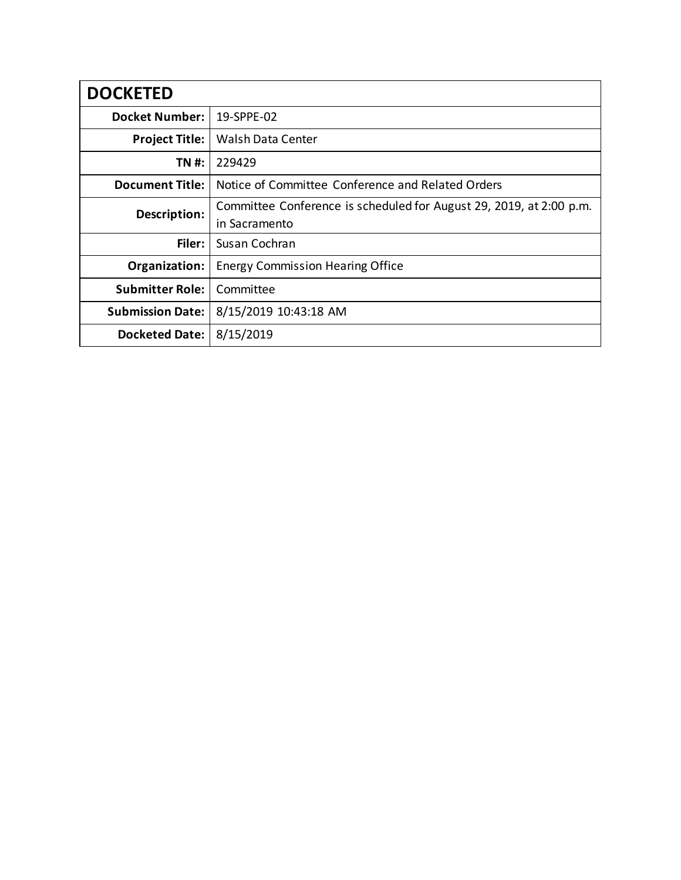| DOCKETED | |
|---|---|
| **Docket Number:** | 19-SPPE-02 |
| **Project Title:** | Walsh Data Center |
| **TN #:** | 229429 |
| **Document Title:** | Notice of Committee Conference and Related Orders |
| **Description:** | Committee Conference is scheduled for August 29, 2019, at 2:00 p.m. in Sacramento |
| **Filer:** | Susan Cochran |
| **Organization:** | Energy Commission Hearing Office |
| **Submitter Role:** | Committee |
| **Submission Date:** | 8/15/2019 10:43:18 AM |
| **Docketed Date:** | 8/15/2019 |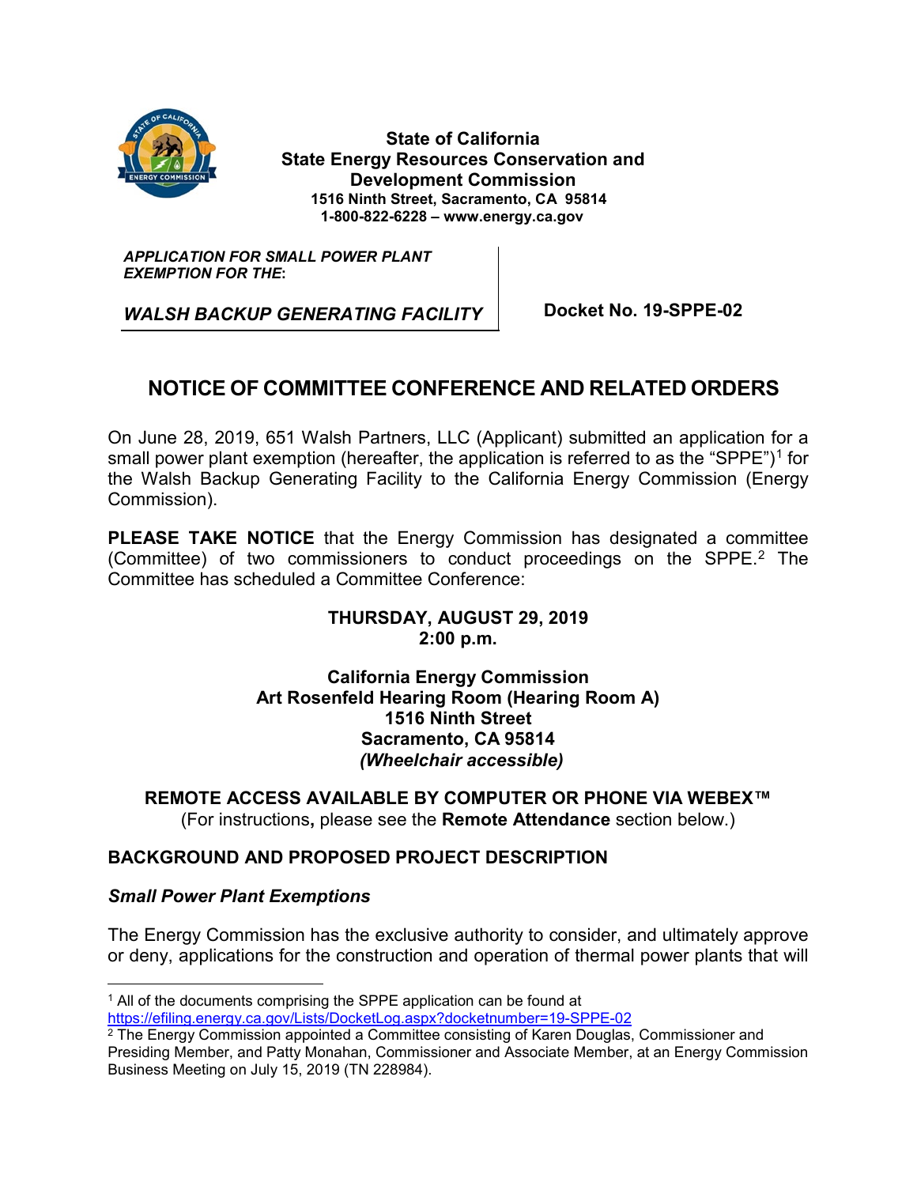**State of California**
**State Energy Resources Conservation and Development Commission**
**1516 Ninth Street, Sacramento, CA 95814**
**1-800-822-6228 – www.energy.ca.gov**

| ***APPLICATION FOR SMALL POWER PLANT EXEMPTION FOR THE*****:** ***WALSH BACKUP GENERATING FACILITY*** | **Docket No. 19-SPPE-02** |
| --- | --- |

# NOTICE OF COMMITTEE CONFERENCE AND RELATED ORDERS

On June 28, 2019, 651 Walsh Partners, LLC (Applicant) submitted an application for a small power plant exemption (hereafter, the application is referred to as the "SPPE")[1] for the Walsh Backup Generating Facility to the California Energy Commission (Energy Commission).

**PLEASE TAKE NOTICE** that the Energy Commission has designated a committee (Committee) of two commissioners to conduct proceedings on the SPPE.[2] The Committee has scheduled a Committee Conference:

**THURSDAY, AUGUST 29, 2019**
**2:00 p.m.**

**California Energy Commission**
**Art Rosenfeld Hearing Room (Hearing Room A)**
**1516 Ninth Street**
**Sacramento, CA 95814**
***(Wheelchair accessible)***

**REMOTE ACCESS AVAILABLE BY COMPUTER OR PHONE VIA WEBEX™**
(For instructions**,** please see the **Remote Attendance** section below.)

## BACKGROUND AND PROPOSED PROJECT DESCRIPTION

### *Small Power Plant Exemptions*

The Energy Commission has the exclusive authority to consider, and ultimately approve or deny, applications for the construction and operation of thermal power plants that will

---

[1] All of the documents comprising the SPPE application can be found at https://efiling.energy.ca.gov/Lists/DocketLog.aspx?docketnumber=19-SPPE-02

[2] The Energy Commission appointed a Committee consisting of Karen Douglas, Commissioner and Presiding Member, and Patty Monahan, Commissioner and Associate Member, at an Energy Commission Business Meeting on July 15, 2019 (TN 228984).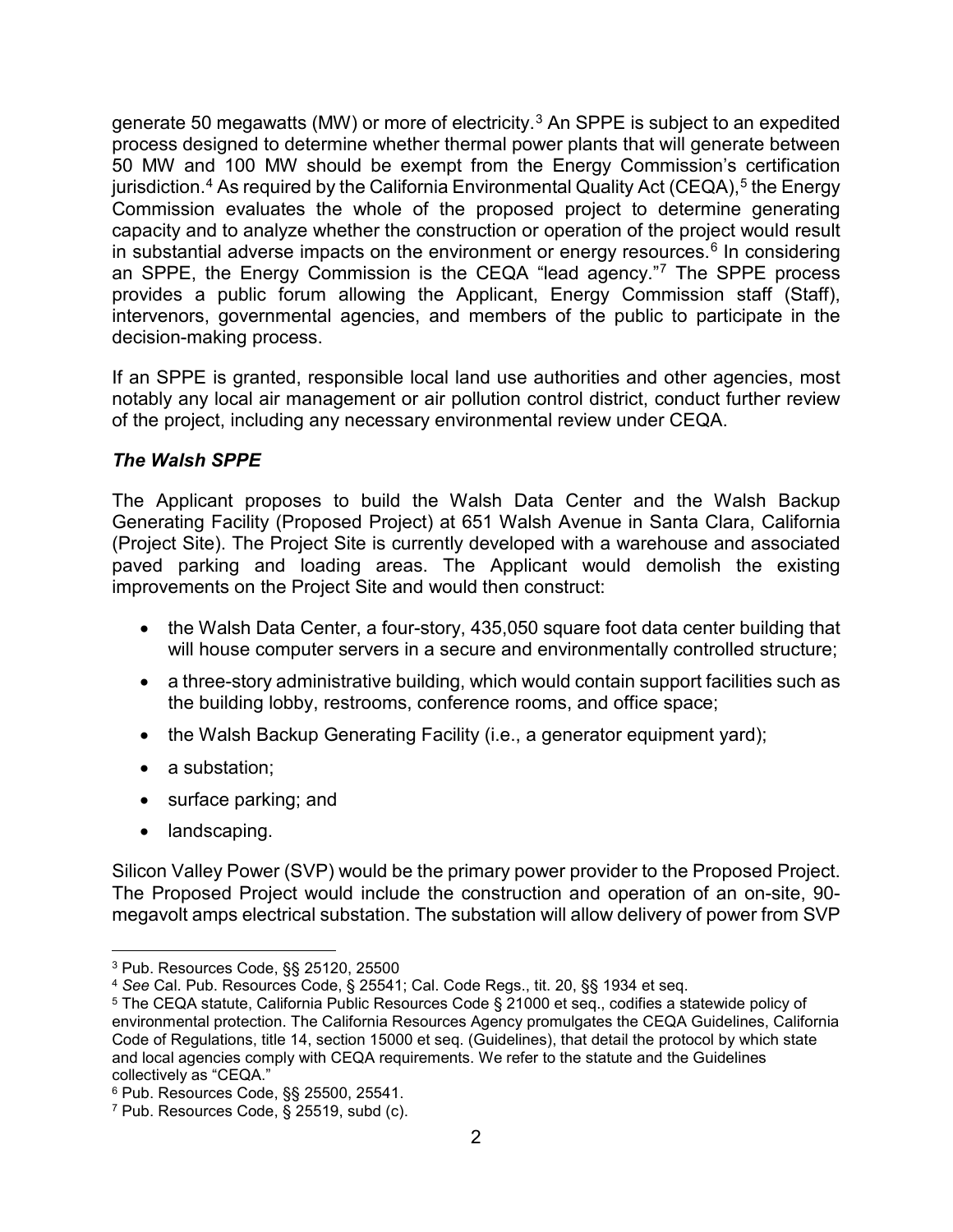generate 50 megawatts (MW) or more of electricity.[3] An SPPE is subject to an expedited process designed to determine whether thermal power plants that will generate between 50 MW and 100 MW should be exempt from the Energy Commission's certification jurisdiction.[4] As required by the California Environmental Quality Act (CEQA),[5] the Energy Commission evaluates the whole of the proposed project to determine generating capacity and to analyze whether the construction or operation of the project would result in substantial adverse impacts on the environment or energy resources.[6] In considering an SPPE, the Energy Commission is the CEQA "lead agency."[7] The SPPE process provides a public forum allowing the Applicant, Energy Commission staff (Staff), intervenors, governmental agencies, and members of the public to participate in the decision-making process.

If an SPPE is granted, responsible local land use authorities and other agencies, most notably any local air management or air pollution control district, conduct further review of the project, including any necessary environmental review under CEQA.

***The Walsh SPPE***

The Applicant proposes to build the Walsh Data Center and the Walsh Backup Generating Facility (Proposed Project) at 651 Walsh Avenue in Santa Clara, California (Project Site). The Project Site is currently developed with a warehouse and associated paved parking and loading areas. The Applicant would demolish the existing improvements on the Project Site and would then construct:

- the Walsh Data Center, a four-story, 435,050 square foot data center building that will house computer servers in a secure and environmentally controlled structure;
- a three-story administrative building, which would contain support facilities such as the building lobby, restrooms, conference rooms, and office space;
- the Walsh Backup Generating Facility (i.e., a generator equipment yard);
- a substation;
- surface parking; and
- landscaping.

Silicon Valley Power (SVP) would be the primary power provider to the Proposed Project. The Proposed Project would include the construction and operation of an on-site, 90-megavolt amps electrical substation. The substation will allow delivery of power from SVP

[3] Pub. Resources Code, §§ 25120, 25500

[4] *See* Cal. Pub. Resources Code, § 25541; Cal. Code Regs., tit. 20, §§ 1934 et seq.

[5] The CEQA statute, California Public Resources Code § 21000 et seq., codifies a statewide policy of environmental protection. The California Resources Agency promulgates the CEQA Guidelines, California Code of Regulations, title 14, section 15000 et seq. (Guidelines), that detail the protocol by which state and local agencies comply with CEQA requirements. We refer to the statute and the Guidelines collectively as "CEQA."

[6] Pub. Resources Code, §§ 25500, 25541.

[7] Pub. Resources Code, § 25519, subd (c).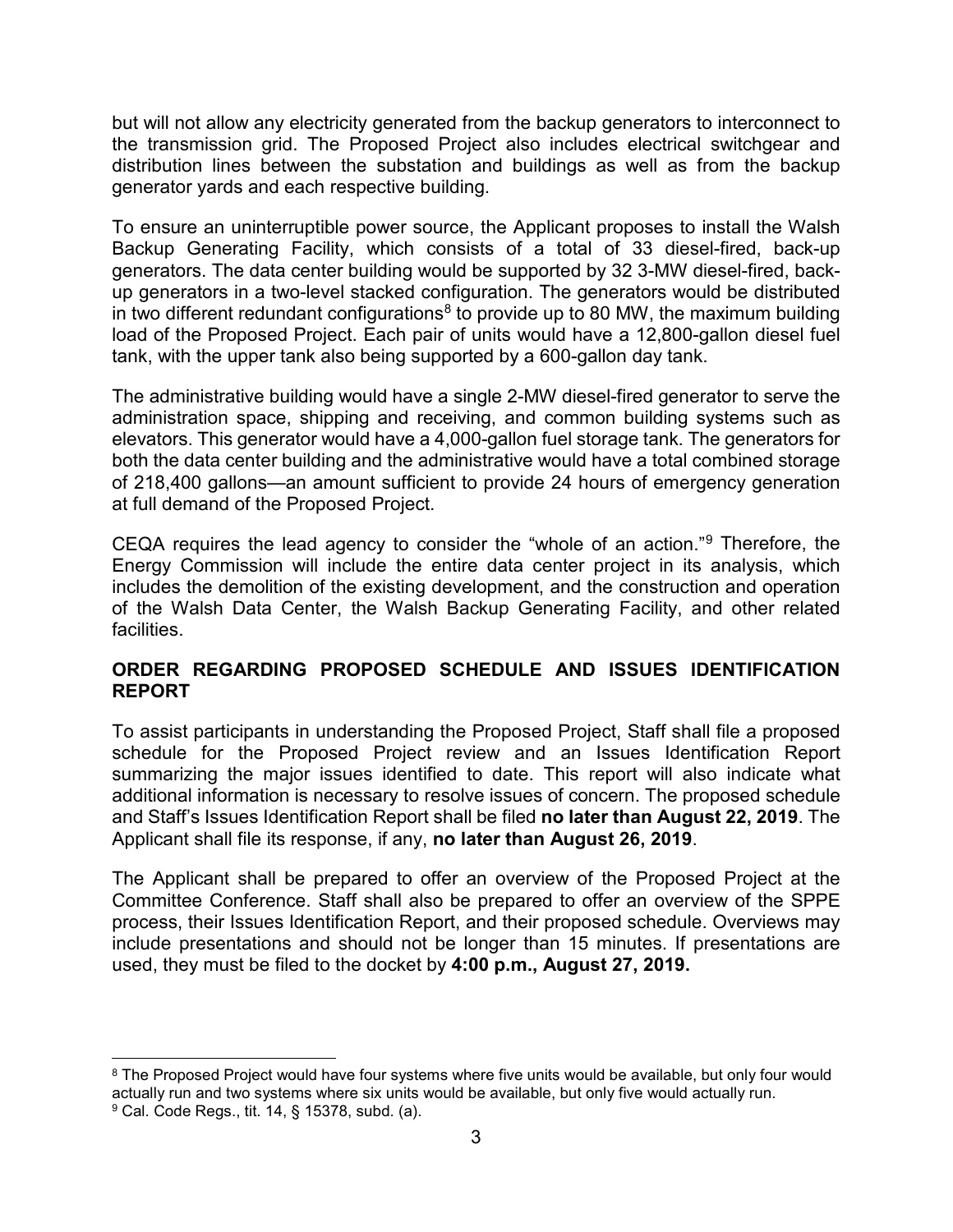but will not allow any electricity generated from the backup generators to interconnect to the transmission grid. The Proposed Project also includes electrical switchgear and distribution lines between the substation and buildings as well as from the backup generator yards and each respective building.

To ensure an uninterruptible power source, the Applicant proposes to install the Walsh Backup Generating Facility, which consists of a total of 33 diesel-fired, back-up generators. The data center building would be supported by 32 3-MW diesel-fired, back-up generators in a two-level stacked configuration. The generators would be distributed in two different redundant configurations[8] to provide up to 80 MW, the maximum building load of the Proposed Project. Each pair of units would have a 12,800-gallon diesel fuel tank, with the upper tank also being supported by a 600-gallon day tank.

The administrative building would have a single 2-MW diesel-fired generator to serve the administration space, shipping and receiving, and common building systems such as elevators. This generator would have a 4,000-gallon fuel storage tank. The generators for both the data center building and the administrative would have a total combined storage of 218,400 gallons—an amount sufficient to provide 24 hours of emergency generation at full demand of the Proposed Project.

CEQA requires the lead agency to consider the "whole of an action."[9] Therefore, the Energy Commission will include the entire data center project in its analysis, which includes the demolition of the existing development, and the construction and operation of the Walsh Data Center, the Walsh Backup Generating Facility, and other related facilities.

## ORDER REGARDING PROPOSED SCHEDULE AND ISSUES IDENTIFICATION REPORT

To assist participants in understanding the Proposed Project, Staff shall file a proposed schedule for the Proposed Project review and an Issues Identification Report summarizing the major issues identified to date. This report will also indicate what additional information is necessary to resolve issues of concern. The proposed schedule and Staff's Issues Identification Report shall be filed **no later than August 22, 2019**. The Applicant shall file its response, if any, **no later than August 26, 2019**.

The Applicant shall be prepared to offer an overview of the Proposed Project at the Committee Conference. Staff shall also be prepared to offer an overview of the SPPE process, their Issues Identification Report, and their proposed schedule. Overviews may include presentations and should not be longer than 15 minutes. If presentations are used, they must be filed to the docket by **4:00 p.m., August 27, 2019.**

---

[8] The Proposed Project would have four systems where five units would be available, but only four would actually run and two systems where six units would be available, but only five would actually run.

[9] Cal. Code Regs., tit. 14, § 15378, subd. (a).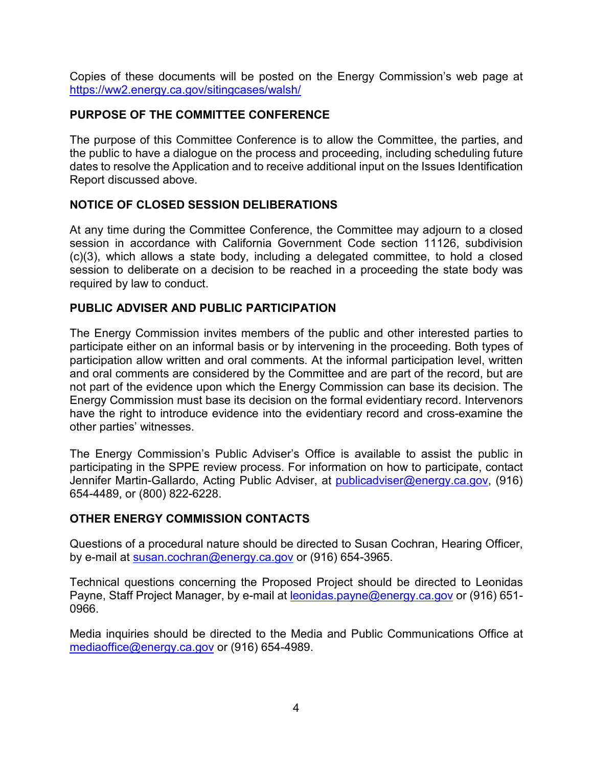Copies of these documents will be posted on the Energy Commission's web page at https://ww2.energy.ca.gov/sitingcases/walsh/

## PURPOSE OF THE COMMITTEE CONFERENCE

The purpose of this Committee Conference is to allow the Committee, the parties, and the public to have a dialogue on the process and proceeding, including scheduling future dates to resolve the Application and to receive additional input on the Issues Identification Report discussed above.

## NOTICE OF CLOSED SESSION DELIBERATIONS

At any time during the Committee Conference, the Committee may adjourn to a closed session in accordance with California Government Code section 11126, subdivision (c)(3), which allows a state body, including a delegated committee, to hold a closed session to deliberate on a decision to be reached in a proceeding the state body was required by law to conduct.

## PUBLIC ADVISER AND PUBLIC PARTICIPATION

The Energy Commission invites members of the public and other interested parties to participate either on an informal basis or by intervening in the proceeding. Both types of participation allow written and oral comments. At the informal participation level, written and oral comments are considered by the Committee and are part of the record, but are not part of the evidence upon which the Energy Commission can base its decision. The Energy Commission must base its decision on the formal evidentiary record. Intervenors have the right to introduce evidence into the evidentiary record and cross-examine the other parties' witnesses.

The Energy Commission's Public Adviser's Office is available to assist the public in participating in the SPPE review process. For information on how to participate, contact Jennifer Martin-Gallardo, Acting Public Adviser, at publicadviser@energy.ca.gov, (916) 654-4489, or (800) 822-6228.

## OTHER ENERGY COMMISSION CONTACTS

Questions of a procedural nature should be directed to Susan Cochran, Hearing Officer, by e-mail at susan.cochran@energy.ca.gov or (916) 654-3965.

Technical questions concerning the Proposed Project should be directed to Leonidas Payne, Staff Project Manager, by e-mail at leonidas.payne@energy.ca.gov or (916) 651-0966.

Media inquiries should be directed to the Media and Public Communications Office at mediaoffice@energy.ca.gov or (916) 654-4989.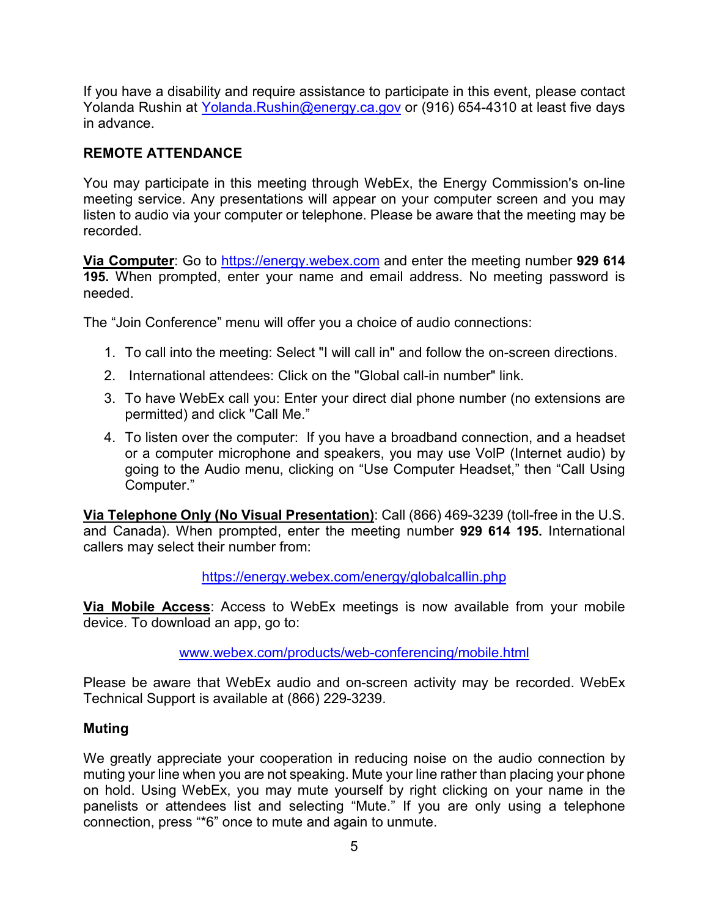If you have a disability and require assistance to participate in this event, please contact Yolanda Rushin at Yolanda.Rushin@energy.ca.gov or (916) 654-4310 at least five days in advance.

## REMOTE ATTENDANCE

You may participate in this meeting through WebEx, the Energy Commission's on-line meeting service. Any presentations will appear on your computer screen and you may listen to audio via your computer or telephone. Please be aware that the meeting may be recorded.

**Via Computer**: Go to https://energy.webex.com and enter the meeting number **929 614 195.** When prompted, enter your name and email address. No meeting password is needed.

The "Join Conference" menu will offer you a choice of audio connections:

1. To call into the meeting: Select "I will call in" and follow the on-screen directions.
2. International attendees: Click on the "Global call-in number" link.
3. To have WebEx call you: Enter your direct dial phone number (no extensions are permitted) and click "Call Me."
4. To listen over the computer: If you have a broadband connection, and a headset or a computer microphone and speakers, you may use VolP (Internet audio) by going to the Audio menu, clicking on "Use Computer Headset," then "Call Using Computer."

**Via Telephone Only (No Visual Presentation)**: Call (866) 469-3239 (toll-free in the U.S. and Canada). When prompted, enter the meeting number **929 614 195.** International callers may select their number from:

https://energy.webex.com/energy/globalcallin.php

**Via Mobile Access**: Access to WebEx meetings is now available from your mobile device. To download an app, go to:

www.webex.com/products/web-conferencing/mobile.html

Please be aware that WebEx audio and on-screen activity may be recorded. WebEx Technical Support is available at (866) 229-3239.

### Muting

We greatly appreciate your cooperation in reducing noise on the audio connection by muting your line when you are not speaking. Mute your line rather than placing your phone on hold. Using WebEx, you may mute yourself by right clicking on your name in the panelists or attendees list and selecting "Mute." If you are only using a telephone connection, press "*6" once to mute and again to unmute.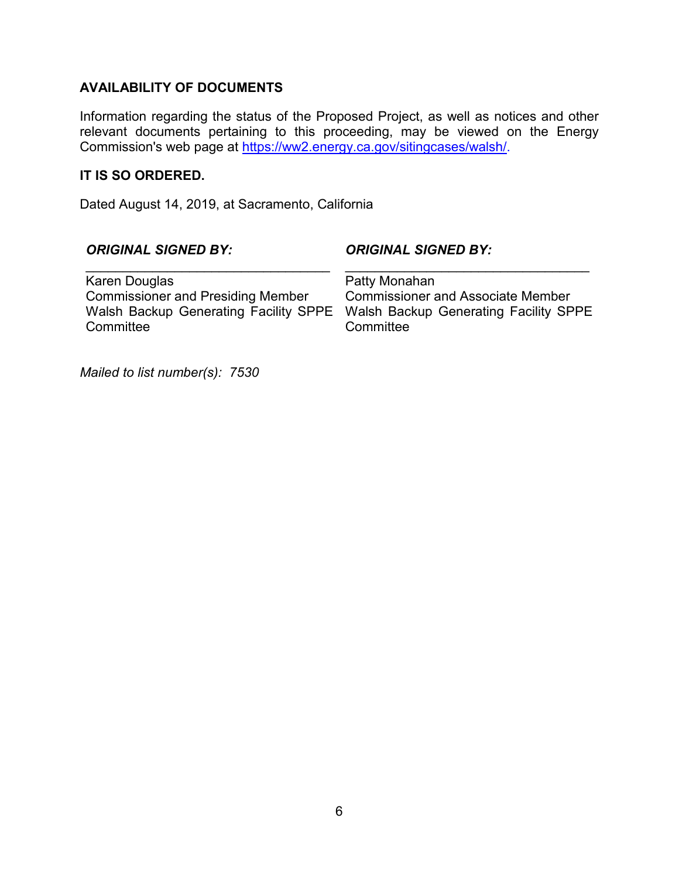## AVAILABILITY OF DOCUMENTS

Information regarding the status of the Proposed Project, as well as notices and other relevant documents pertaining to this proceeding, may be viewed on the Energy Commission's web page at https://ww2.energy.ca.gov/sitingcases/walsh/.

**IT IS SO ORDERED.**

Dated August 14, 2019, at Sacramento, California

***ORIGINAL SIGNED BY:***

\_\_\_\_\_\_\_\_\_\_\_\_\_\_\_\_\_\_\_\_\_\_\_\_\_\_\_\_\_\_\_\_\_\_
Karen Douglas
Commissioner and Presiding Member
Walsh Backup Generating Facility SPPE Committee

***ORIGINAL SIGNED BY:***

\_\_\_\_\_\_\_\_\_\_\_\_\_\_\_\_\_\_\_\_\_\_\_\_\_\_\_\_\_\_\_\_\_\_
Patty Monahan
Commissioner and Associate Member
Walsh Backup Generating Facility SPPE Committee

*Mailed to list number(s): 7530*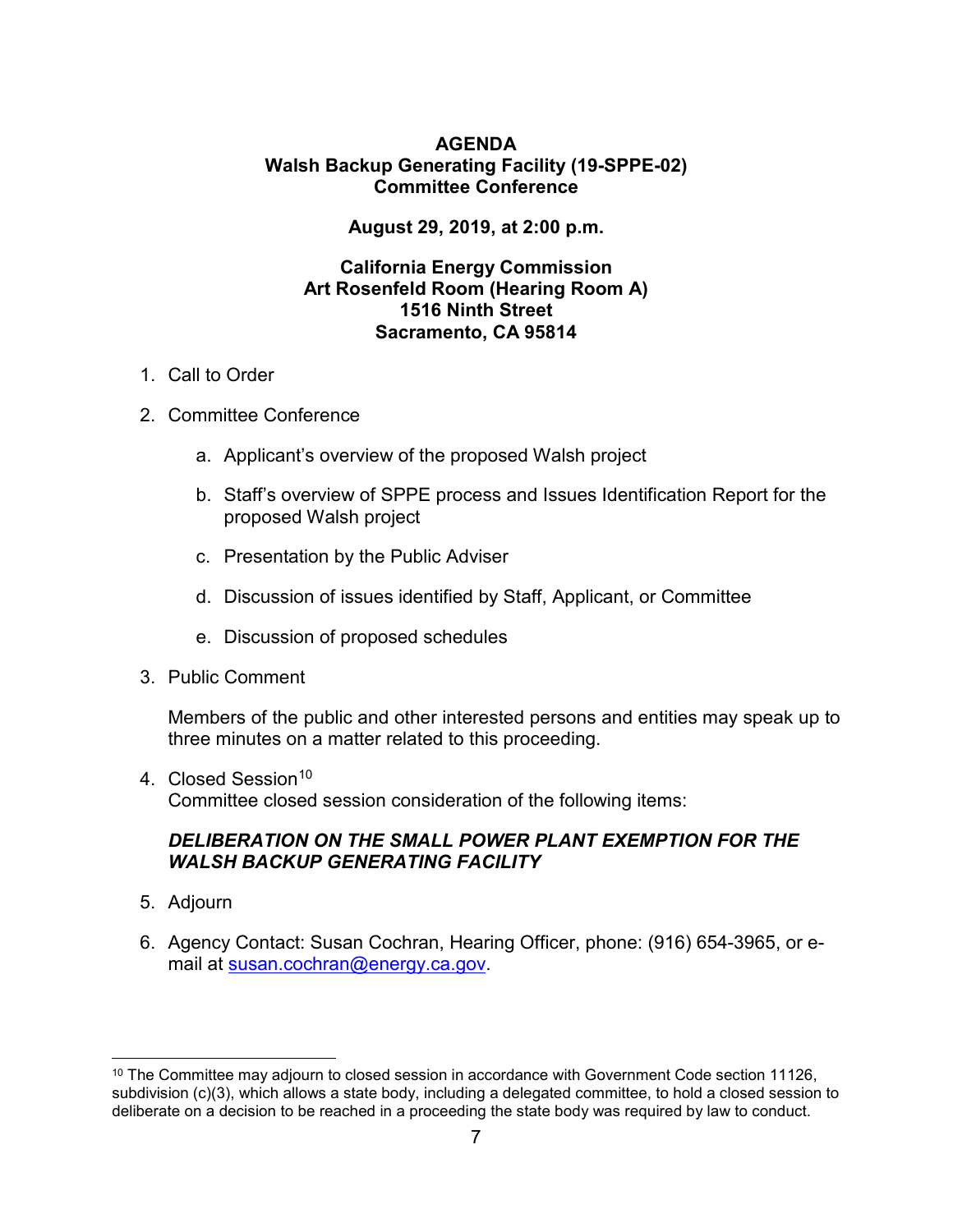**AGENDA**
**Walsh Backup Generating Facility (19-SPPE-02)**
**Committee Conference**

**August 29, 2019, at 2:00 p.m.**

**California Energy Commission**
**Art Rosenfeld Room (Hearing Room A)**
**1516 Ninth Street**
**Sacramento, CA 95814**

1. Call to Order
2. Committee Conference
   a. Applicant's overview of the proposed Walsh project
   b. Staff's overview of SPPE process and Issues Identification Report for the proposed Walsh project
   c. Presentation by the Public Adviser
   d. Discussion of issues identified by Staff, Applicant, or Committee
   e. Discussion of proposed schedules
3. Public Comment

   Members of the public and other interested persons and entities may speak up to three minutes on a matter related to this proceeding.

4. Closed Session[10]
   Committee closed session consideration of the following items:

   ***DELIBERATION ON THE SMALL POWER PLANT EXEMPTION FOR THE WALSH BACKUP GENERATING FACILITY***

5. Adjourn
6. Agency Contact: Susan Cochran, Hearing Officer, phone: (916) 654-3965, or e-mail at susan.cochran@energy.ca.gov.

---

[10] The Committee may adjourn to closed session in accordance with Government Code section 11126, subdivision (c)(3), which allows a state body, including a delegated committee, to hold a closed session to deliberate on a decision to be reached in a proceeding the state body was required by law to conduct.